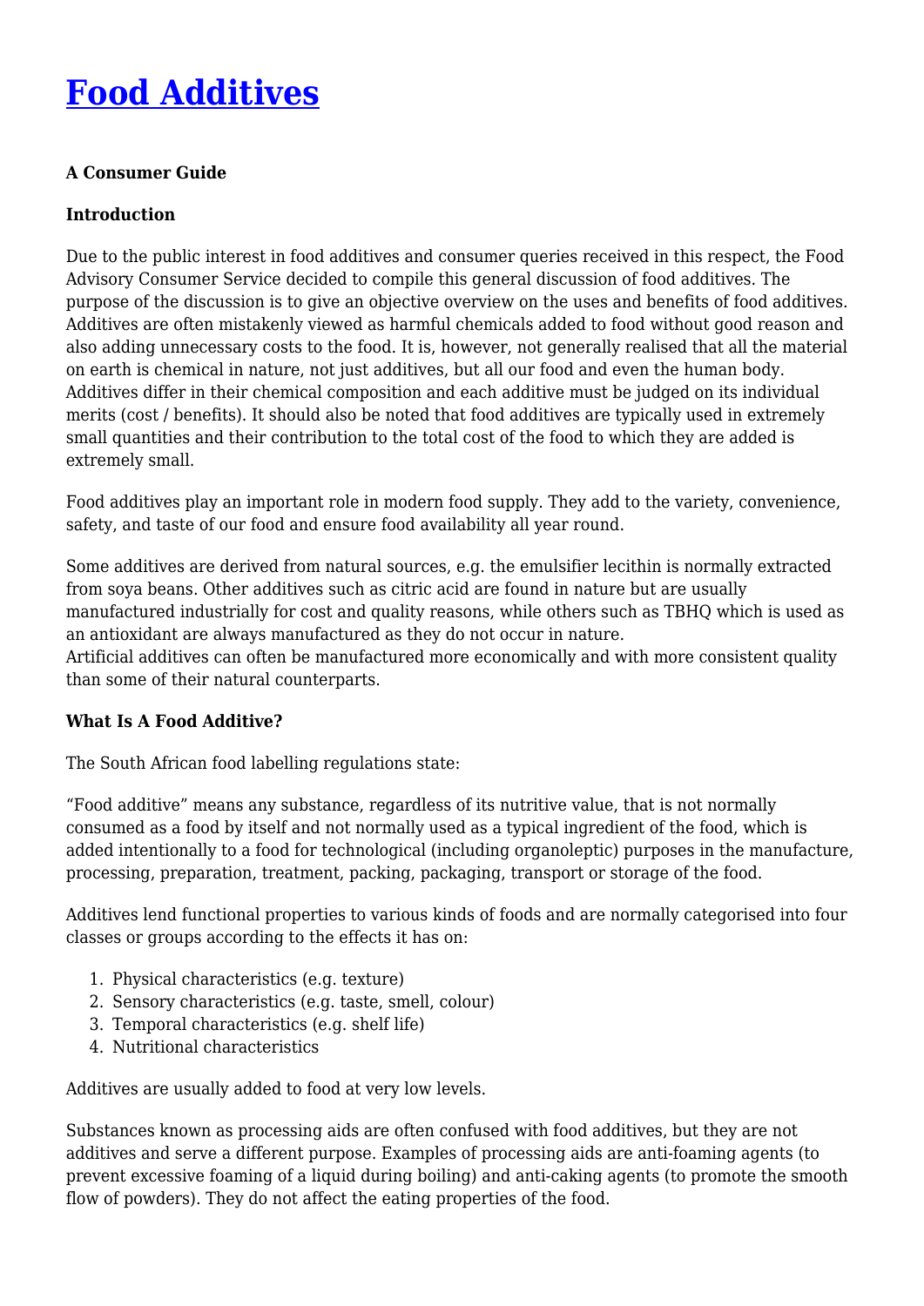# [Food Additives](#)

**A Consumer Guide**

**Introduction**

Due to the public interest in food additives and consumer queries received in this respect, the Food Advisory Consumer Service decided to compile this general discussion of food additives. The purpose of the discussion is to give an objective overview on the uses and benefits of food additives. Additives are often mistakenly viewed as harmful chemicals added to food without good reason and also adding unnecessary costs to the food. It is, however, not generally realised that all the material on earth is chemical in nature, not just additives, but all our food and even the human body. Additives differ in their chemical composition and each additive must be judged on its individual merits (cost / benefits). It should also be noted that food additives are typically used in extremely small quantities and their contribution to the total cost of the food to which they are added is extremely small.

Food additives play an important role in modern food supply. They add to the variety, convenience, safety, and taste of our food and ensure food availability all year round.

Some additives are derived from natural sources, e.g. the emulsifier lecithin is normally extracted from soya beans. Other additives such as citric acid are found in nature but are usually manufactured industrially for cost and quality reasons, while others such as TBHQ which is used as an antioxidant are always manufactured as they do not occur in nature.
Artificial additives can often be manufactured more economically and with more consistent quality than some of their natural counterparts.

**What Is A Food Additive?**

The South African food labelling regulations state:

"Food additive" means any substance, regardless of its nutritive value, that is not normally consumed as a food by itself and not normally used as a typical ingredient of the food, which is added intentionally to a food for technological (including organoleptic) purposes in the manufacture, processing, preparation, treatment, packing, packaging, transport or storage of the food.

Additives lend functional properties to various kinds of foods and are normally categorised into four classes or groups according to the effects it has on:

1. Physical characteristics (e.g. texture)
2. Sensory characteristics (e.g. taste, smell, colour)
3. Temporal characteristics (e.g. shelf life)
4. Nutritional characteristics

Additives are usually added to food at very low levels.

Substances known as processing aids are often confused with food additives, but they are not additives and serve a different purpose. Examples of processing aids are anti-foaming agents (to prevent excessive foaming of a liquid during boiling) and anti-caking agents (to promote the smooth flow of powders). They do not affect the eating properties of the food.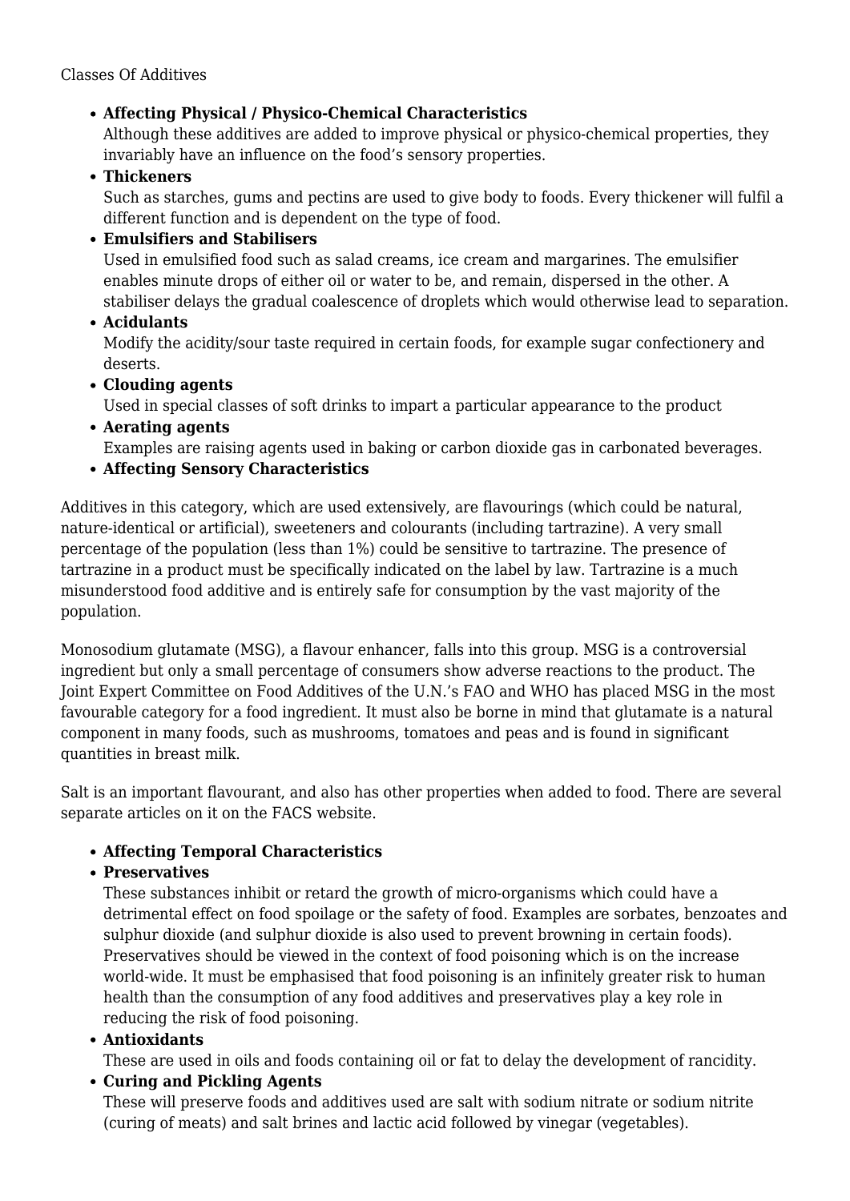Classes Of Additives

- **Affecting Physical / Physico-Chemical Characteristics**
  Although these additives are added to improve physical or physico-chemical properties, they invariably have an influence on the food's sensory properties.
- **Thickeners**
  Such as starches, gums and pectins are used to give body to foods. Every thickener will fulfil a different function and is dependent on the type of food.
- **Emulsifiers and Stabilisers**
  Used in emulsified food such as salad creams, ice cream and margarines. The emulsifier enables minute drops of either oil or water to be, and remain, dispersed in the other. A stabiliser delays the gradual coalescence of droplets which would otherwise lead to separation.
- **Acidulants**
  Modify the acidity/sour taste required in certain foods, for example sugar confectionery and deserts.
- **Clouding agents**
  Used in special classes of soft drinks to impart a particular appearance to the product
- **Aerating agents**
  Examples are raising agents used in baking or carbon dioxide gas in carbonated beverages.
- **Affecting Sensory Characteristics**

Additives in this category, which are used extensively, are flavourings (which could be natural, nature-identical or artificial), sweeteners and colourants (including tartrazine). A very small percentage of the population (less than 1%) could be sensitive to tartrazine. The presence of tartrazine in a product must be specifically indicated on the label by law. Tartrazine is a much misunderstood food additive and is entirely safe for consumption by the vast majority of the population.

Monosodium glutamate (MSG), a flavour enhancer, falls into this group. MSG is a controversial ingredient but only a small percentage of consumers show adverse reactions to the product. The Joint Expert Committee on Food Additives of the U.N.'s FAO and WHO has placed MSG in the most favourable category for a food ingredient. It must also be borne in mind that glutamate is a natural component in many foods, such as mushrooms, tomatoes and peas and is found in significant quantities in breast milk.

Salt is an important flavourant, and also has other properties when added to food. There are several separate articles on it on the FACS website.

- **Affecting Temporal Characteristics**
- **Preservatives**
  These substances inhibit or retard the growth of micro-organisms which could have a detrimental effect on food spoilage or the safety of food. Examples are sorbates, benzoates and sulphur dioxide (and sulphur dioxide is also used to prevent browning in certain foods). Preservatives should be viewed in the context of food poisoning which is on the increase world-wide. It must be emphasised that food poisoning is an infinitely greater risk to human health than the consumption of any food additives and preservatives play a key role in reducing the risk of food poisoning.
- **Antioxidants**
  These are used in oils and foods containing oil or fat to delay the development of rancidity.
- **Curing and Pickling Agents**
  These will preserve foods and additives used are salt with sodium nitrate or sodium nitrite (curing of meats) and salt brines and lactic acid followed by vinegar (vegetables).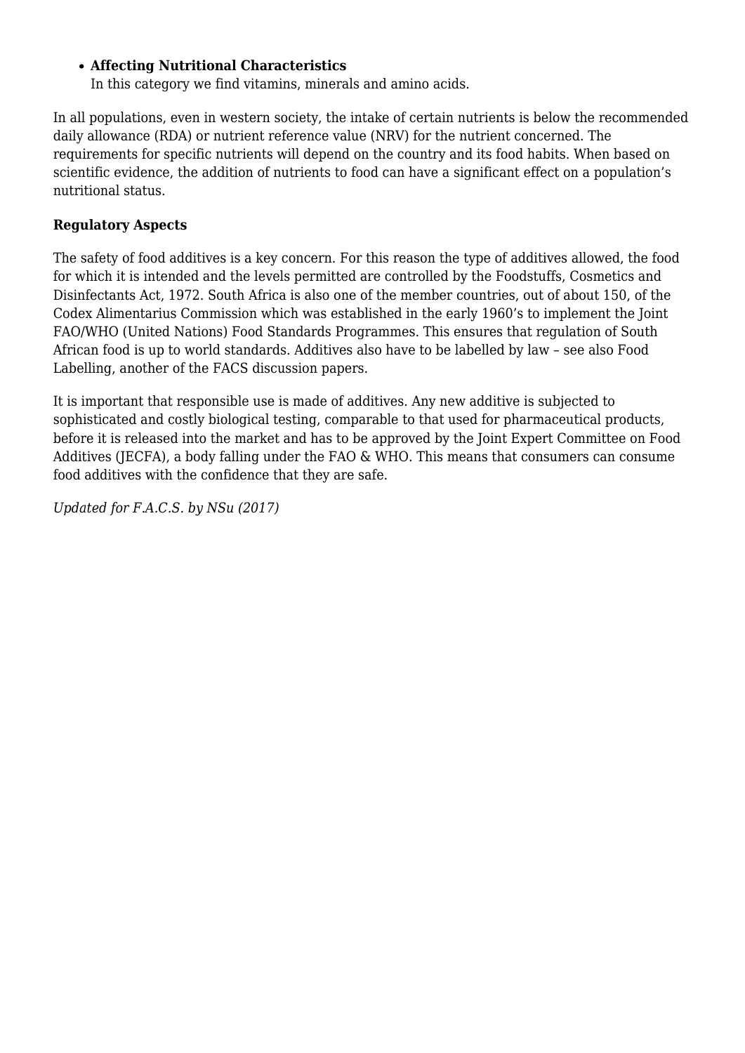- **Affecting Nutritional Characteristics**
  In this category we find vitamins, minerals and amino acids.

In all populations, even in western society, the intake of certain nutrients is below the recommended daily allowance (RDA) or nutrient reference value (NRV) for the nutrient concerned. The requirements for specific nutrients will depend on the country and its food habits. When based on scientific evidence, the addition of nutrients to food can have a significant effect on a population's nutritional status.

**Regulatory Aspects**

The safety of food additives is a key concern. For this reason the type of additives allowed, the food for which it is intended and the levels permitted are controlled by the Foodstuffs, Cosmetics and Disinfectants Act, 1972. South Africa is also one of the member countries, out of about 150, of the Codex Alimentarius Commission which was established in the early 1960's to implement the Joint FAO/WHO (United Nations) Food Standards Programmes. This ensures that regulation of South African food is up to world standards. Additives also have to be labelled by law – see also Food Labelling, another of the FACS discussion papers.

It is important that responsible use is made of additives. Any new additive is subjected to sophisticated and costly biological testing, comparable to that used for pharmaceutical products, before it is released into the market and has to be approved by the Joint Expert Committee on Food Additives (JECFA), a body falling under the FAO & WHO. This means that consumers can consume food additives with the confidence that they are safe.

*Updated for F.A.C.S. by NSu (2017)*